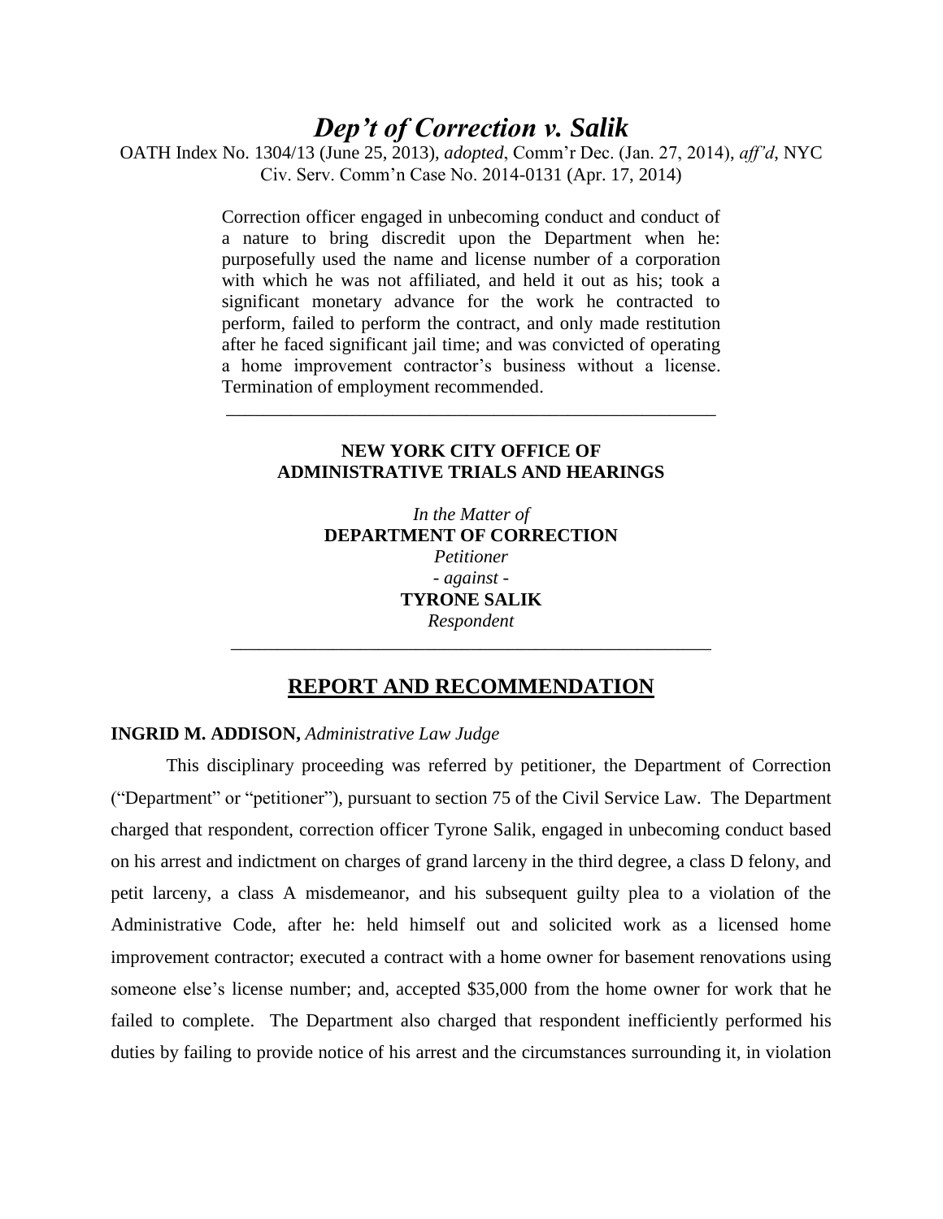# *Dep't of Correction v. Salik*

OATH Index No. 1304/13 (June 25, 2013), *adopted*, Comm'r Dec. (Jan. 27, 2014), *aff'd*, NYC Civ. Serv. Comm'n Case No. 2014-0131 (Apr. 17, 2014)

> Correction officer engaged in unbecoming conduct and conduct of a nature to bring discredit upon the Department when he: purposefully used the name and license number of a corporation with which he was not affiliated, and held it out as his; took a significant monetary advance for the work he contracted to perform, failed to perform the contract, and only made restitution after he faced significant jail time; and was convicted of operating a home improvement contractor's business without a license. Termination of employment recommended.

---

**NEW YORK CITY OFFICE OF ADMINISTRATIVE TRIALS AND HEARINGS**

*In the Matter of*
**DEPARTMENT OF CORRECTION**
*Petitioner*
*- against -*
**TYRONE SALIK**
*Respondent*

---

## REPORT AND RECOMMENDATION

**INGRID M. ADDISON,** *Administrative Law Judge*

This disciplinary proceeding was referred by petitioner, the Department of Correction ("Department" or "petitioner"), pursuant to section 75 of the Civil Service Law. The Department charged that respondent, correction officer Tyrone Salik, engaged in unbecoming conduct based on his arrest and indictment on charges of grand larceny in the third degree, a class D felony, and petit larceny, a class A misdemeanor, and his subsequent guilty plea to a violation of the Administrative Code, after he: held himself out and solicited work as a licensed home improvement contractor; executed a contract with a home owner for basement renovations using someone else's license number; and, accepted \$35,000 from the home owner for work that he failed to complete. The Department also charged that respondent inefficiently performed his duties by failing to provide notice of his arrest and the circumstances surrounding it, in violation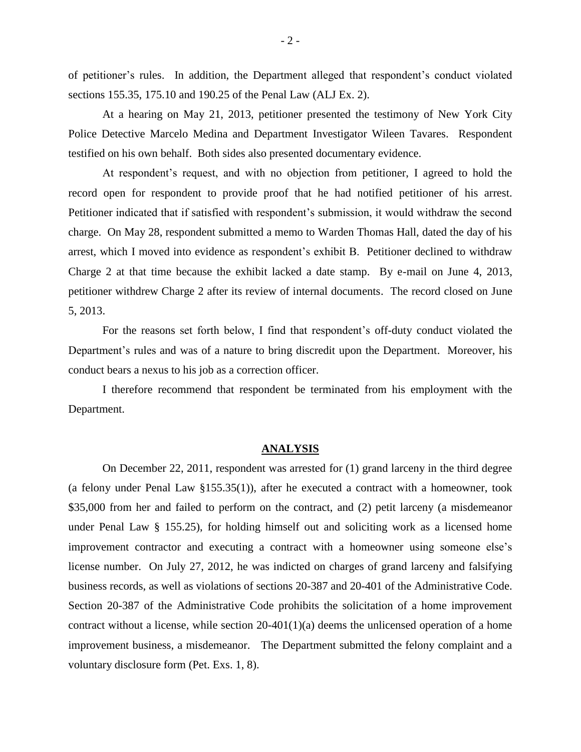of petitioner's rules. In addition, the Department alleged that respondent's conduct violated sections 155.35, 175.10 and 190.25 of the Penal Law (ALJ Ex. 2).

At a hearing on May 21, 2013, petitioner presented the testimony of New York City Police Detective Marcelo Medina and Department Investigator Wileen Tavares. Respondent testified on his own behalf. Both sides also presented documentary evidence.

At respondent's request, and with no objection from petitioner, I agreed to hold the record open for respondent to provide proof that he had notified petitioner of his arrest. Petitioner indicated that if satisfied with respondent's submission, it would withdraw the second charge. On May 28, respondent submitted a memo to Warden Thomas Hall, dated the day of his arrest, which I moved into evidence as respondent's exhibit B. Petitioner declined to withdraw Charge 2 at that time because the exhibit lacked a date stamp. By e-mail on June 4, 2013, petitioner withdrew Charge 2 after its review of internal documents. The record closed on June 5, 2013.

For the reasons set forth below, I find that respondent's off-duty conduct violated the Department's rules and was of a nature to bring discredit upon the Department. Moreover, his conduct bears a nexus to his job as a correction officer.

I therefore recommend that respondent be terminated from his employment with the Department.

## ANALYSIS

On December 22, 2011, respondent was arrested for (1) grand larceny in the third degree (a felony under Penal Law §155.35(1)), after he executed a contract with a homeowner, took $35,000 from her and failed to perform on the contract, and (2) petit larceny (a misdemeanor under Penal Law § 155.25), for holding himself out and soliciting work as a licensed home improvement contractor and executing a contract with a homeowner using someone else's license number. On July 27, 2012, he was indicted on charges of grand larceny and falsifying business records, as well as violations of sections 20-387 and 20-401 of the Administrative Code. Section 20-387 of the Administrative Code prohibits the solicitation of a home improvement contract without a license, while section 20-401(1)(a) deems the unlicensed operation of a home improvement business, a misdemeanor. The Department submitted the felony complaint and a voluntary disclosure form (Pet. Exs. 1, 8).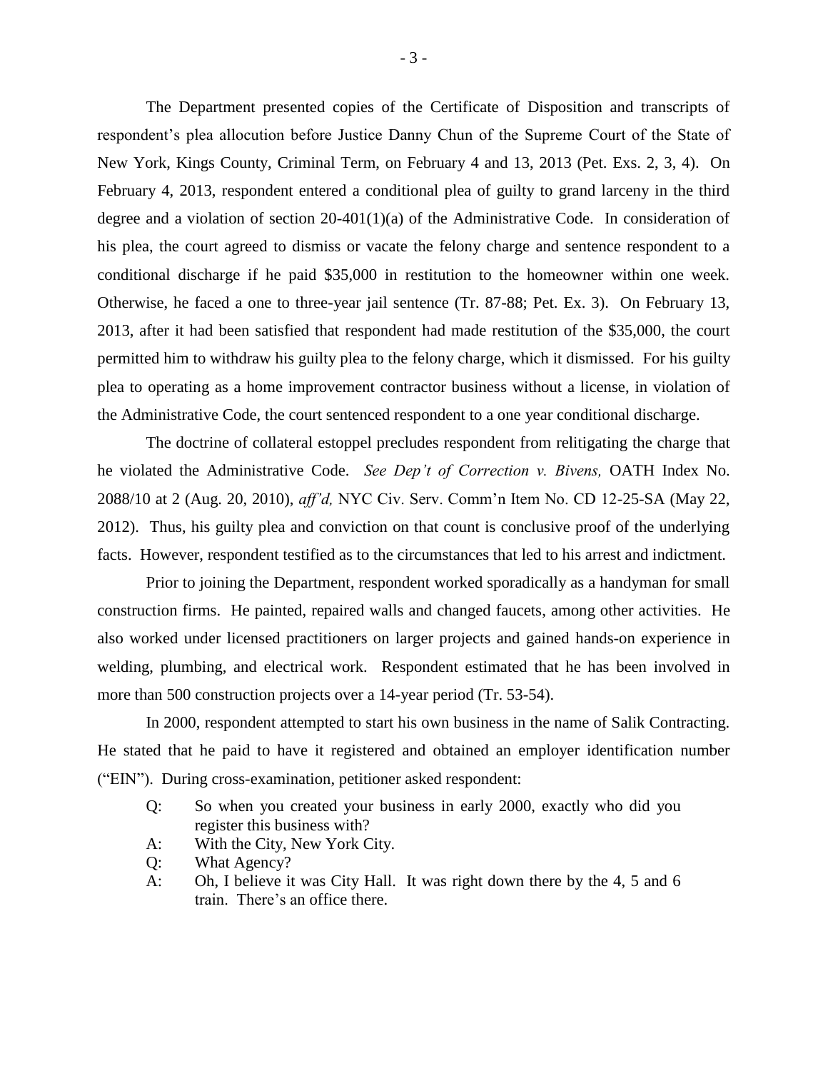The Department presented copies of the Certificate of Disposition and transcripts of respondent's plea allocution before Justice Danny Chun of the Supreme Court of the State of New York, Kings County, Criminal Term, on February 4 and 13, 2013 (Pet. Exs. 2, 3, 4). On February 4, 2013, respondent entered a conditional plea of guilty to grand larceny in the third degree and a violation of section 20-401(1)(a) of the Administrative Code. In consideration of his plea, the court agreed to dismiss or vacate the felony charge and sentence respondent to a conditional discharge if he paid $35,000 in restitution to the homeowner within one week. Otherwise, he faced a one to three-year jail sentence (Tr. 87-88; Pet. Ex. 3). On February 13, 2013, after it had been satisfied that respondent had made restitution of the $35,000, the court permitted him to withdraw his guilty plea to the felony charge, which it dismissed. For his guilty plea to operating as a home improvement contractor business without a license, in violation of the Administrative Code, the court sentenced respondent to a one year conditional discharge.

The doctrine of collateral estoppel precludes respondent from relitigating the charge that he violated the Administrative Code. *See Dep't of Correction v. Bivens,* OATH Index No. 2088/10 at 2 (Aug. 20, 2010), *aff'd,* NYC Civ. Serv. Comm'n Item No. CD 12-25-SA (May 22, 2012). Thus, his guilty plea and conviction on that count is conclusive proof of the underlying facts. However, respondent testified as to the circumstances that led to his arrest and indictment.

Prior to joining the Department, respondent worked sporadically as a handyman for small construction firms. He painted, repaired walls and changed faucets, among other activities. He also worked under licensed practitioners on larger projects and gained hands-on experience in welding, plumbing, and electrical work. Respondent estimated that he has been involved in more than 500 construction projects over a 14-year period (Tr. 53-54).

In 2000, respondent attempted to start his own business in the name of Salik Contracting. He stated that he paid to have it registered and obtained an employer identification number ("EIN"). During cross-examination, petitioner asked respondent:

> Q: So when you created your business in early 2000, exactly who did you register this business with?
>
> A: With the City, New York City.
>
> Q: What Agency?
>
> A: Oh, I believe it was City Hall. It was right down there by the 4, 5 and 6 train. There's an office there.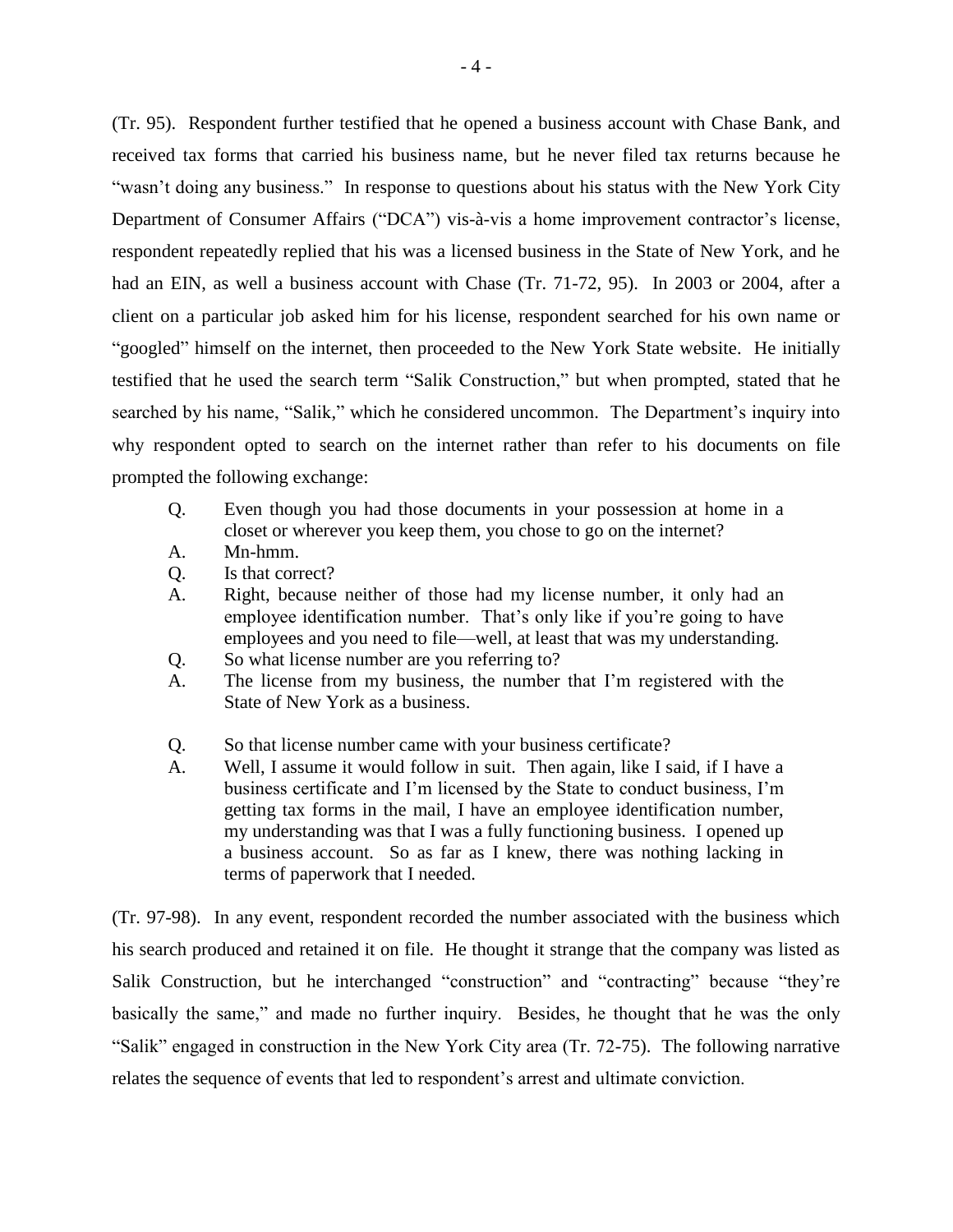(Tr. 95). Respondent further testified that he opened a business account with Chase Bank, and received tax forms that carried his business name, but he never filed tax returns because he "wasn't doing any business." In response to questions about his status with the New York City Department of Consumer Affairs ("DCA") vis-à-vis a home improvement contractor's license, respondent repeatedly replied that his was a licensed business in the State of New York, and he had an EIN, as well a business account with Chase (Tr. 71-72, 95). In 2003 or 2004, after a client on a particular job asked him for his license, respondent searched for his own name or "googled" himself on the internet, then proceeded to the New York State website. He initially testified that he used the search term "Salik Construction," but when prompted, stated that he searched by his name, "Salik," which he considered uncommon. The Department's inquiry into why respondent opted to search on the internet rather than refer to his documents on file prompted the following exchange:

> Q. Even though you had those documents in your possession at home in a closet or wherever you keep them, you chose to go on the internet?
>
> A. Mn-hmm.
>
> Q. Is that correct?
>
> A. Right, because neither of those had my license number, it only had an employee identification number. That's only like if you're going to have employees and you need to file—well, at least that was my understanding.
>
> Q. So what license number are you referring to?
>
> A. The license from my business, the number that I'm registered with the State of New York as a business.
>
> Q. So that license number came with your business certificate?
>
> A. Well, I assume it would follow in suit. Then again, like I said, if I have a business certificate and I'm licensed by the State to conduct business, I'm getting tax forms in the mail, I have an employee identification number, my understanding was that I was a fully functioning business. I opened up a business account. So as far as I knew, there was nothing lacking in terms of paperwork that I needed.

(Tr. 97-98). In any event, respondent recorded the number associated with the business which his search produced and retained it on file. He thought it strange that the company was listed as Salik Construction, but he interchanged "construction" and "contracting" because "they're basically the same," and made no further inquiry. Besides, he thought that he was the only "Salik" engaged in construction in the New York City area (Tr. 72-75). The following narrative relates the sequence of events that led to respondent's arrest and ultimate conviction.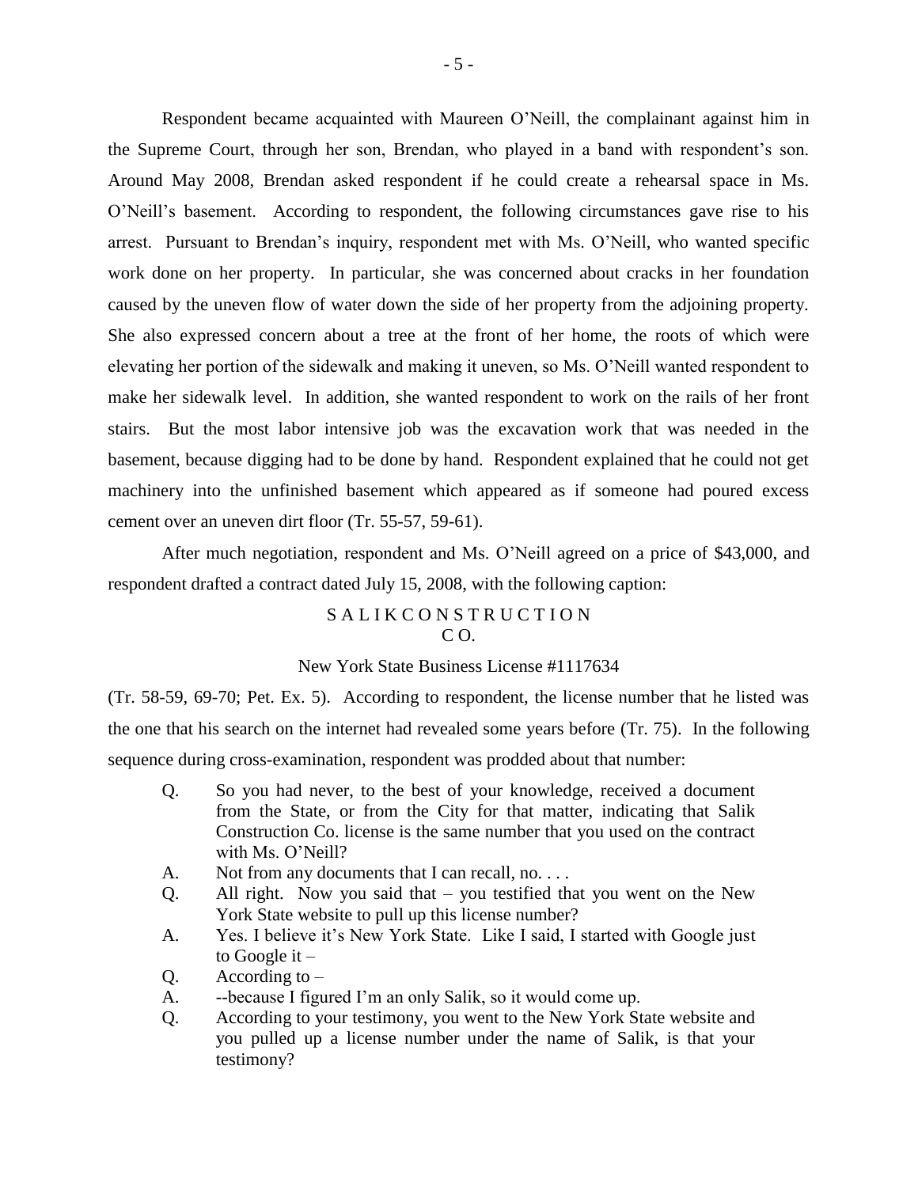Respondent became acquainted with Maureen O'Neill, the complainant against him in the Supreme Court, through her son, Brendan, who played in a band with respondent's son. Around May 2008, Brendan asked respondent if he could create a rehearsal space in Ms. O'Neill's basement. According to respondent, the following circumstances gave rise to his arrest. Pursuant to Brendan's inquiry, respondent met with Ms. O'Neill, who wanted specific work done on her property. In particular, she was concerned about cracks in her foundation caused by the uneven flow of water down the side of her property from the adjoining property. She also expressed concern about a tree at the front of her home, the roots of which were elevating her portion of the sidewalk and making it uneven, so Ms. O'Neill wanted respondent to make her sidewalk level. In addition, she wanted respondent to work on the rails of her front stairs. But the most labor intensive job was the excavation work that was needed in the basement, because digging had to be done by hand. Respondent explained that he could not get machinery into the unfinished basement which appeared as if someone had poured excess cement over an uneven dirt floor (Tr. 55-57, 59-61).

After much negotiation, respondent and Ms. O'Neill agreed on a price of $43,000, and respondent drafted a contract dated July 15, 2008, with the following caption:

S A L I K C O N S T R U C T I O N
C O.

New York State Business License #1117634

(Tr. 58-59, 69-70; Pet. Ex. 5). According to respondent, the license number that he listed was the one that his search on the internet had revealed some years before (Tr. 75). In the following sequence during cross-examination, respondent was prodded about that number:

> Q. So you had never, to the best of your knowledge, received a document from the State, or from the City for that matter, indicating that Salik Construction Co. license is the same number that you used on the contract with Ms. O'Neill?
>
> A. Not from any documents that I can recall, no. . . .
>
> Q. All right. Now you said that – you testified that you went on the New York State website to pull up this license number?
>
> A. Yes. I believe it's New York State. Like I said, I started with Google just to Google it –
>
> Q. According to –
>
> A. --because I figured I'm an only Salik, so it would come up.
>
> Q. According to your testimony, you went to the New York State website and you pulled up a license number under the name of Salik, is that your testimony?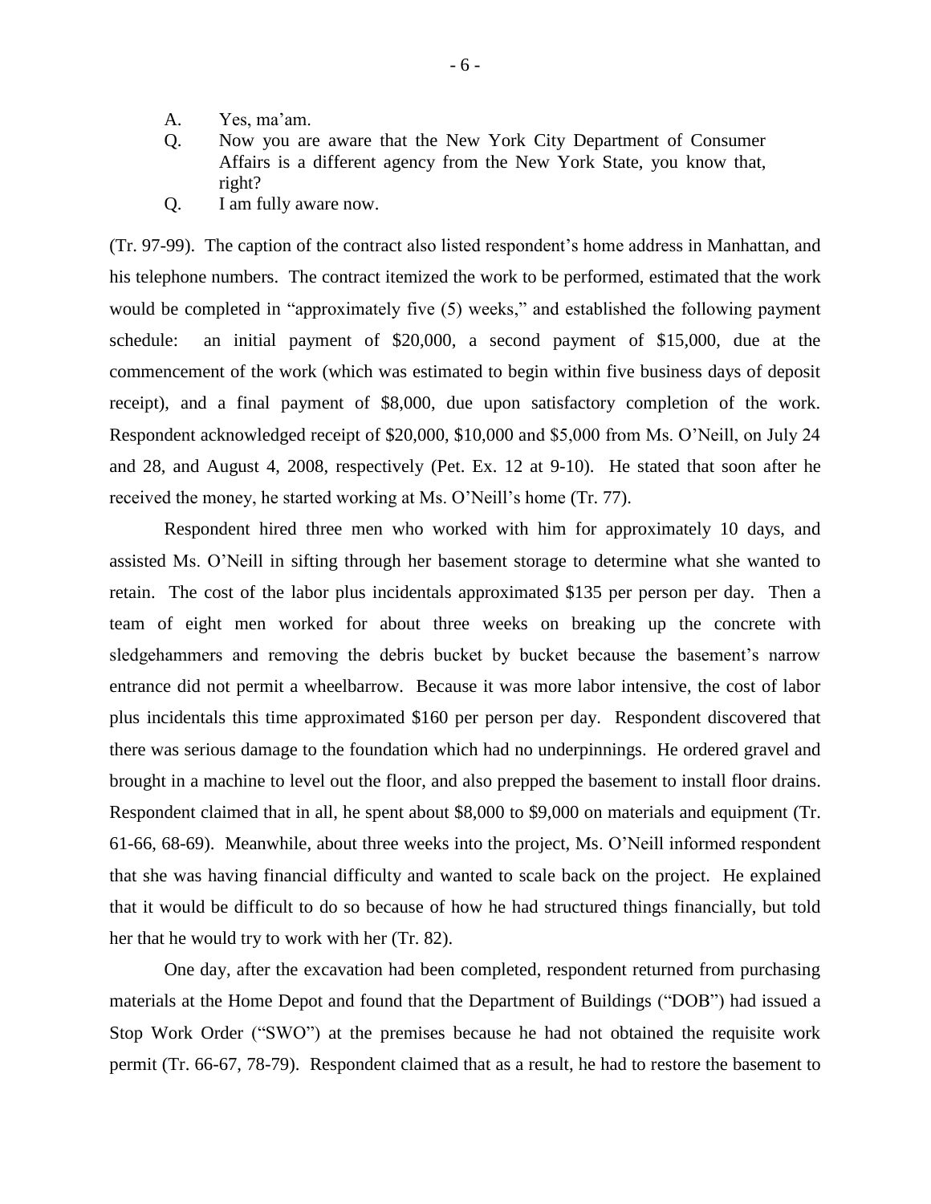A. Yes, ma'am.

Q. Now you are aware that the New York City Department of Consumer Affairs is a different agency from the New York State, you know that, right?

Q. I am fully aware now.

(Tr. 97-99). The caption of the contract also listed respondent's home address in Manhattan, and his telephone numbers. The contract itemized the work to be performed, estimated that the work would be completed in "approximately five (5) weeks," and established the following payment schedule: an initial payment of $20,000, a second payment of $15,000, due at the commencement of the work (which was estimated to begin within five business days of deposit receipt), and a final payment of $8,000, due upon satisfactory completion of the work. Respondent acknowledged receipt of $20,000, $10,000 and $5,000 from Ms. O'Neill, on July 24 and 28, and August 4, 2008, respectively (Pet. Ex. 12 at 9-10). He stated that soon after he received the money, he started working at Ms. O'Neill's home (Tr. 77).

Respondent hired three men who worked with him for approximately 10 days, and assisted Ms. O'Neill in sifting through her basement storage to determine what she wanted to retain. The cost of the labor plus incidentals approximated $135 per person per day. Then a team of eight men worked for about three weeks on breaking up the concrete with sledgehammers and removing the debris bucket by bucket because the basement's narrow entrance did not permit a wheelbarrow. Because it was more labor intensive, the cost of labor plus incidentals this time approximated $160 per person per day. Respondent discovered that there was serious damage to the foundation which had no underpinnings. He ordered gravel and brought in a machine to level out the floor, and also prepped the basement to install floor drains. Respondent claimed that in all, he spent about $8,000 to $9,000 on materials and equipment (Tr. 61-66, 68-69). Meanwhile, about three weeks into the project, Ms. O'Neill informed respondent that she was having financial difficulty and wanted to scale back on the project. He explained that it would be difficult to do so because of how he had structured things financially, but told her that he would try to work with her (Tr. 82).

One day, after the excavation had been completed, respondent returned from purchasing materials at the Home Depot and found that the Department of Buildings ("DOB") had issued a Stop Work Order ("SWO") at the premises because he had not obtained the requisite work permit (Tr. 66-67, 78-79). Respondent claimed that as a result, he had to restore the basement to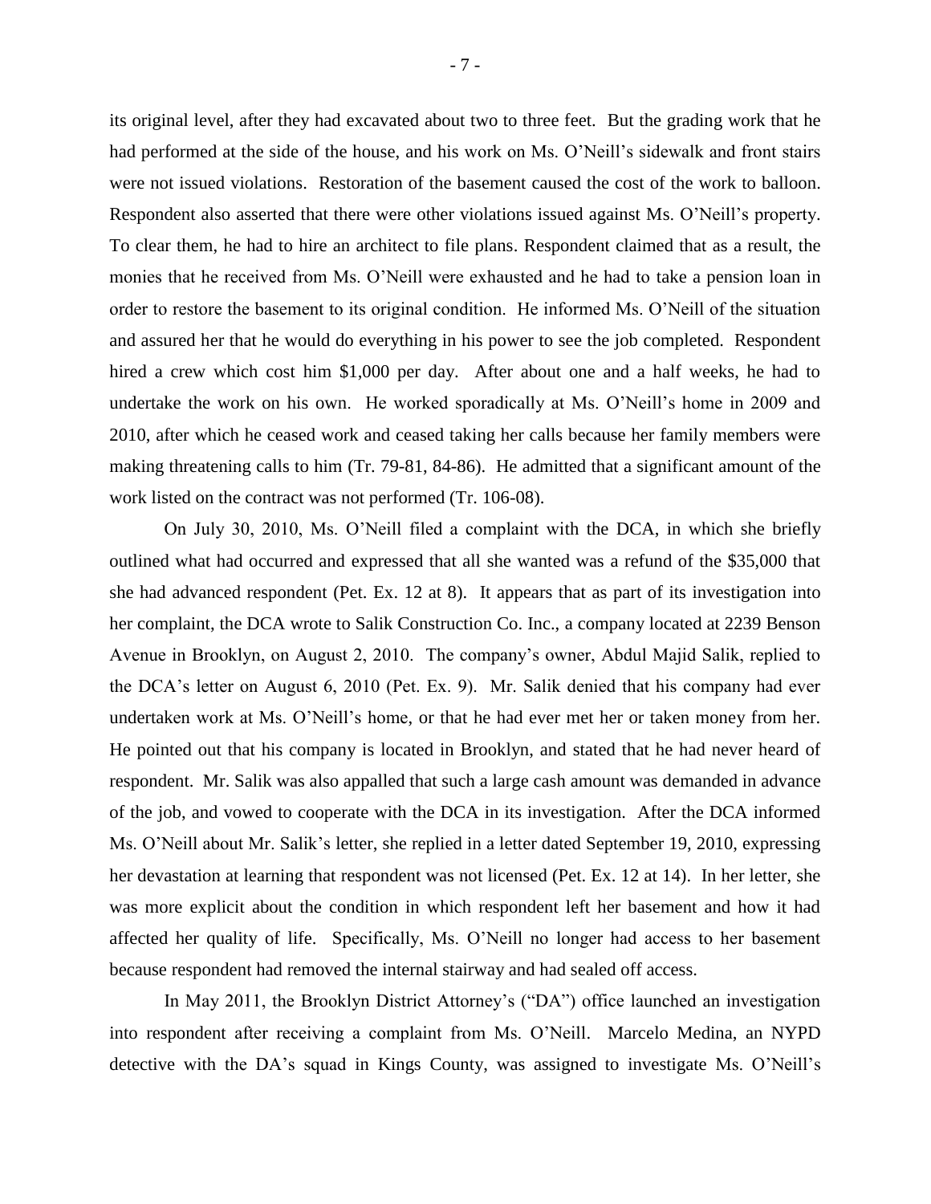its original level, after they had excavated about two to three feet. But the grading work that he had performed at the side of the house, and his work on Ms. O'Neill's sidewalk and front stairs were not issued violations. Restoration of the basement caused the cost of the work to balloon. Respondent also asserted that there were other violations issued against Ms. O'Neill's property. To clear them, he had to hire an architect to file plans. Respondent claimed that as a result, the monies that he received from Ms. O'Neill were exhausted and he had to take a pension loan in order to restore the basement to its original condition. He informed Ms. O'Neill of the situation and assured her that he would do everything in his power to see the job completed. Respondent hired a crew which cost him $1,000 per day. After about one and a half weeks, he had to undertake the work on his own. He worked sporadically at Ms. O'Neill's home in 2009 and 2010, after which he ceased work and ceased taking her calls because her family members were making threatening calls to him (Tr. 79-81, 84-86). He admitted that a significant amount of the work listed on the contract was not performed (Tr. 106-08).

On July 30, 2010, Ms. O'Neill filed a complaint with the DCA, in which she briefly outlined what had occurred and expressed that all she wanted was a refund of the $35,000 that she had advanced respondent (Pet. Ex. 12 at 8). It appears that as part of its investigation into her complaint, the DCA wrote to Salik Construction Co. Inc., a company located at 2239 Benson Avenue in Brooklyn, on August 2, 2010. The company's owner, Abdul Majid Salik, replied to the DCA's letter on August 6, 2010 (Pet. Ex. 9). Mr. Salik denied that his company had ever undertaken work at Ms. O'Neill's home, or that he had ever met her or taken money from her. He pointed out that his company is located in Brooklyn, and stated that he had never heard of respondent. Mr. Salik was also appalled that such a large cash amount was demanded in advance of the job, and vowed to cooperate with the DCA in its investigation. After the DCA informed Ms. O'Neill about Mr. Salik's letter, she replied in a letter dated September 19, 2010, expressing her devastation at learning that respondent was not licensed (Pet. Ex. 12 at 14). In her letter, she was more explicit about the condition in which respondent left her basement and how it had affected her quality of life. Specifically, Ms. O'Neill no longer had access to her basement because respondent had removed the internal stairway and had sealed off access.

In May 2011, the Brooklyn District Attorney's ("DA") office launched an investigation into respondent after receiving a complaint from Ms. O'Neill. Marcelo Medina, an NYPD detective with the DA's squad in Kings County, was assigned to investigate Ms. O'Neill's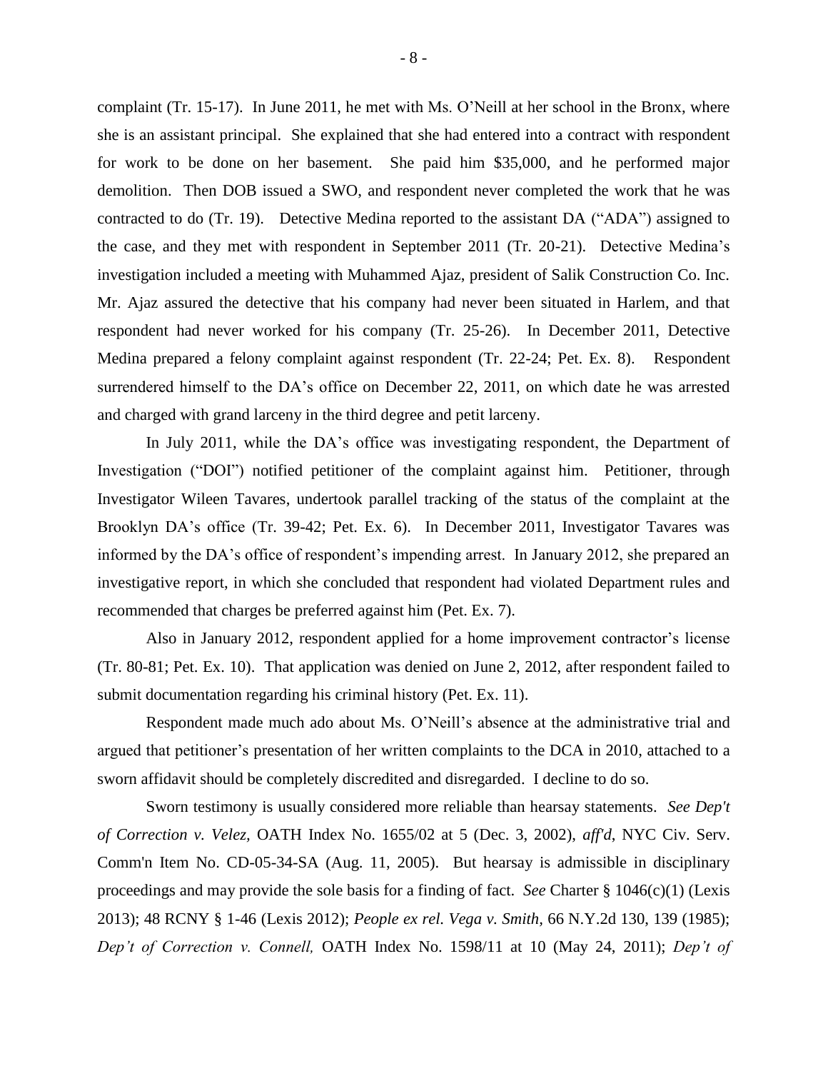complaint (Tr. 15-17). In June 2011, he met with Ms. O'Neill at her school in the Bronx, where she is an assistant principal. She explained that she had entered into a contract with respondent for work to be done on her basement. She paid him $35,000, and he performed major demolition. Then DOB issued a SWO, and respondent never completed the work that he was contracted to do (Tr. 19). Detective Medina reported to the assistant DA ("ADA") assigned to the case, and they met with respondent in September 2011 (Tr. 20-21). Detective Medina's investigation included a meeting with Muhammed Ajaz, president of Salik Construction Co. Inc. Mr. Ajaz assured the detective that his company had never been situated in Harlem, and that respondent had never worked for his company (Tr. 25-26). In December 2011, Detective Medina prepared a felony complaint against respondent (Tr. 22-24; Pet. Ex. 8). Respondent surrendered himself to the DA's office on December 22, 2011, on which date he was arrested and charged with grand larceny in the third degree and petit larceny.

In July 2011, while the DA's office was investigating respondent, the Department of Investigation ("DOI") notified petitioner of the complaint against him. Petitioner, through Investigator Wileen Tavares, undertook parallel tracking of the status of the complaint at the Brooklyn DA's office (Tr. 39-42; Pet. Ex. 6). In December 2011, Investigator Tavares was informed by the DA's office of respondent's impending arrest. In January 2012, she prepared an investigative report, in which she concluded that respondent had violated Department rules and recommended that charges be preferred against him (Pet. Ex. 7).

Also in January 2012, respondent applied for a home improvement contractor's license (Tr. 80-81; Pet. Ex. 10). That application was denied on June 2, 2012, after respondent failed to submit documentation regarding his criminal history (Pet. Ex. 11).

Respondent made much ado about Ms. O'Neill's absence at the administrative trial and argued that petitioner's presentation of her written complaints to the DCA in 2010, attached to a sworn affidavit should be completely discredited and disregarded. I decline to do so.

Sworn testimony is usually considered more reliable than hearsay statements. *See Dep't of Correction v. Velez*, OATH Index No. 1655/02 at 5 (Dec. 3, 2002), *aff'd*, NYC Civ. Serv. Comm'n Item No. CD-05-34-SA (Aug. 11, 2005). But hearsay is admissible in disciplinary proceedings and may provide the sole basis for a finding of fact. *See* Charter § 1046(c)(1) (Lexis 2013); 48 RCNY § 1-46 (Lexis 2012); *People ex rel. Vega v. Smith*, 66 N.Y.2d 130, 139 (1985); *Dep't of Correction v. Connell,* OATH Index No. 1598/11 at 10 (May 24, 2011); *Dep't of*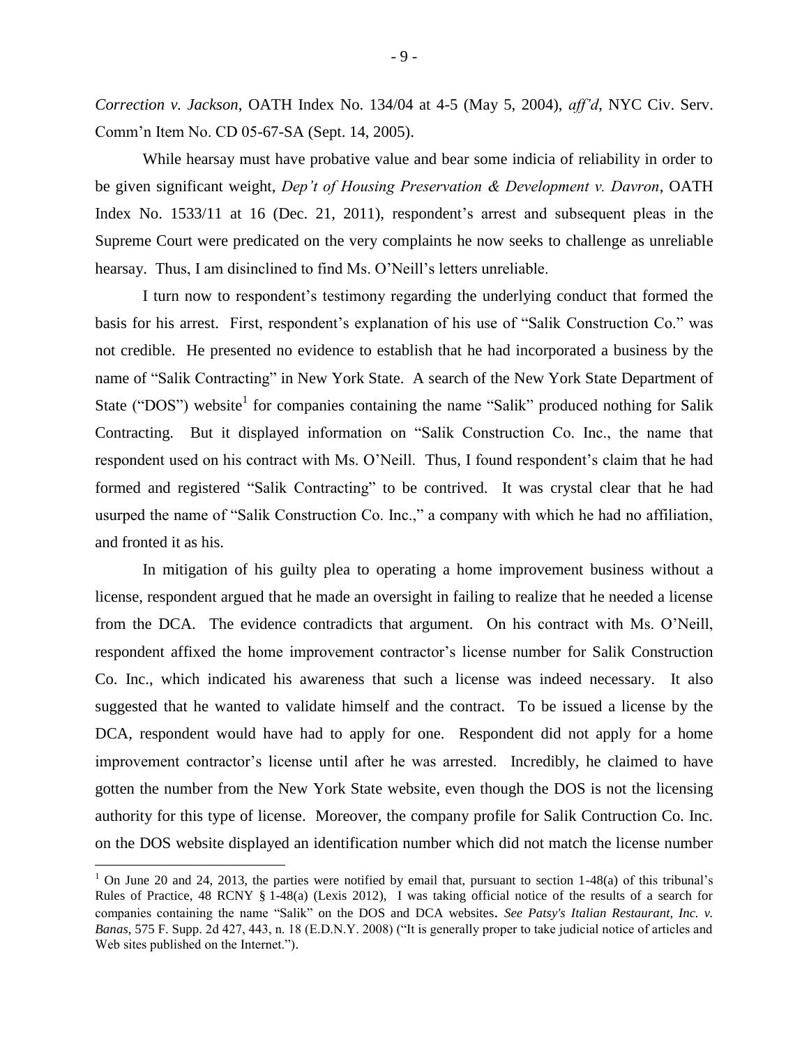*Correction v. Jackson*, OATH Index No. 134/04 at 4-5 (May 5, 2004), *aff'd*, NYC Civ. Serv. Comm'n Item No. CD 05-67-SA (Sept. 14, 2005).

While hearsay must have probative value and bear some indicia of reliability in order to be given significant weight, *Dep't of Housing Preservation & Development v. Davron*, OATH Index No. 1533/11 at 16 (Dec. 21, 2011), respondent's arrest and subsequent pleas in the Supreme Court were predicated on the very complaints he now seeks to challenge as unreliable hearsay. Thus, I am disinclined to find Ms. O'Neill's letters unreliable.

I turn now to respondent's testimony regarding the underlying conduct that formed the basis for his arrest. First, respondent's explanation of his use of "Salik Construction Co." was not credible. He presented no evidence to establish that he had incorporated a business by the name of "Salik Contracting" in New York State. A search of the New York State Department of State ("DOS") website[1] for companies containing the name "Salik" produced nothing for Salik Contracting. But it displayed information on "Salik Construction Co. Inc., the name that respondent used on his contract with Ms. O'Neill. Thus, I found respondent's claim that he had formed and registered "Salik Contracting" to be contrived. It was crystal clear that he had usurped the name of "Salik Construction Co. Inc.," a company with which he had no affiliation, and fronted it as his.

In mitigation of his guilty plea to operating a home improvement business without a license, respondent argued that he made an oversight in failing to realize that he needed a license from the DCA. The evidence contradicts that argument. On his contract with Ms. O'Neill, respondent affixed the home improvement contractor's license number for Salik Construction Co. Inc., which indicated his awareness that such a license was indeed necessary. It also suggested that he wanted to validate himself and the contract. To be issued a license by the DCA, respondent would have had to apply for one. Respondent did not apply for a home improvement contractor's license until after he was arrested. Incredibly, he claimed to have gotten the number from the New York State website, even though the DOS is not the licensing authority for this type of license. Moreover, the company profile for Salik Contruction Co. Inc. on the DOS website displayed an identification number which did not match the license number

---

[1] On June 20 and 24, 2013, the parties were notified by email that, pursuant to section 1-48(a) of this tribunal's Rules of Practice, 48 RCNY § 1-48(a) (Lexis 2012), I was taking official notice of the results of a search for companies containing the name "Salik" on the DOS and DCA websites. *See Patsy's Italian Restaurant, Inc. v. Banas*, 575 F. Supp. 2d 427, 443, n. 18 (E.D.N.Y. 2008) ("It is generally proper to take judicial notice of articles and Web sites published on the Internet.").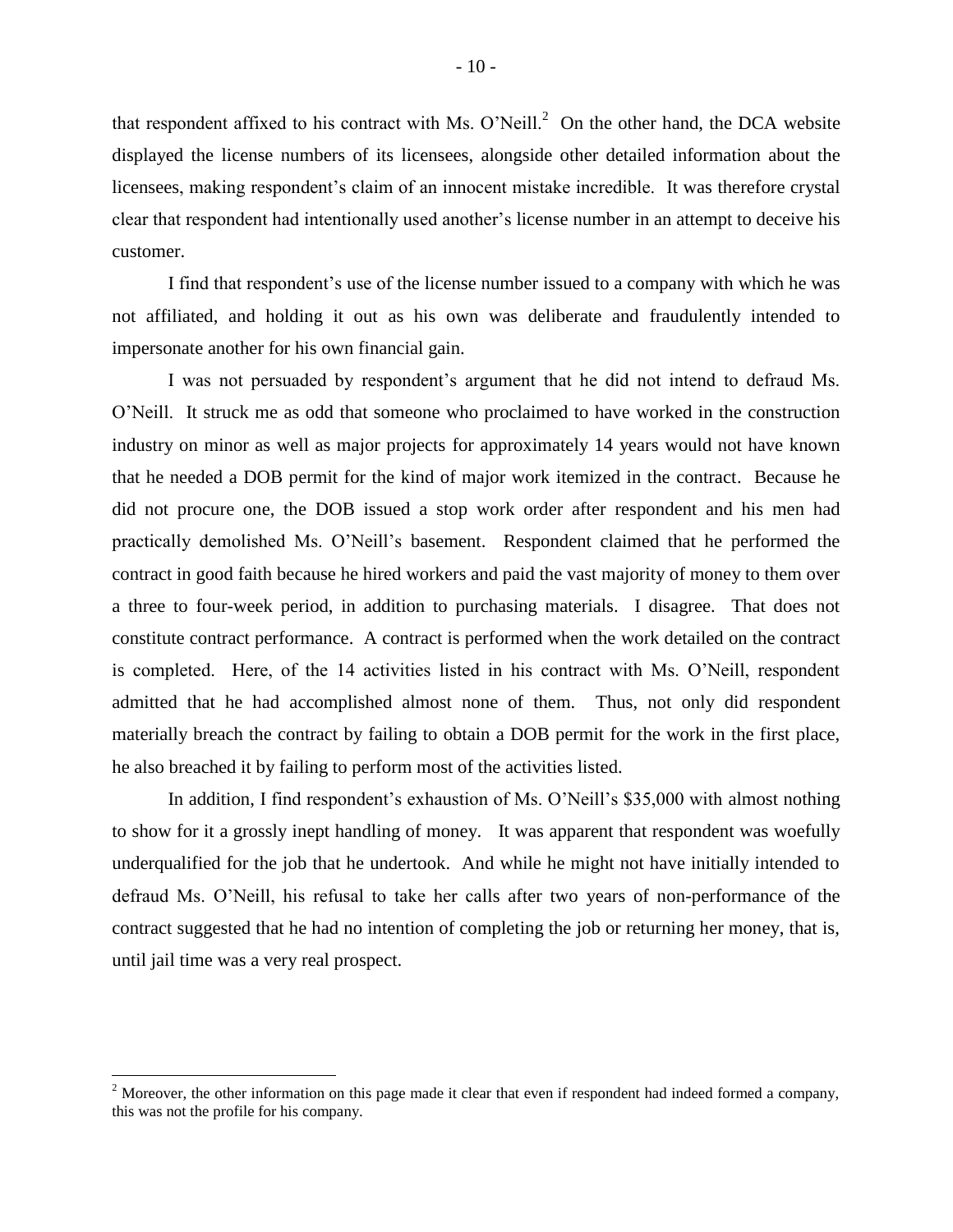that respondent affixed to his contract with Ms. O'Neill.[2] On the other hand, the DCA website displayed the license numbers of its licensees, alongside other detailed information about the licensees, making respondent's claim of an innocent mistake incredible. It was therefore crystal clear that respondent had intentionally used another's license number in an attempt to deceive his customer.

I find that respondent's use of the license number issued to a company with which he was not affiliated, and holding it out as his own was deliberate and fraudulently intended to impersonate another for his own financial gain.

I was not persuaded by respondent's argument that he did not intend to defraud Ms. O'Neill. It struck me as odd that someone who proclaimed to have worked in the construction industry on minor as well as major projects for approximately 14 years would not have known that he needed a DOB permit for the kind of major work itemized in the contract. Because he did not procure one, the DOB issued a stop work order after respondent and his men had practically demolished Ms. O'Neill's basement. Respondent claimed that he performed the contract in good faith because he hired workers and paid the vast majority of money to them over a three to four-week period, in addition to purchasing materials. I disagree. That does not constitute contract performance. A contract is performed when the work detailed on the contract is completed. Here, of the 14 activities listed in his contract with Ms. O'Neill, respondent admitted that he had accomplished almost none of them. Thus, not only did respondent materially breach the contract by failing to obtain a DOB permit for the work in the first place, he also breached it by failing to perform most of the activities listed.

In addition, I find respondent's exhaustion of Ms. O'Neill's $35,000 with almost nothing to show for it a grossly inept handling of money. It was apparent that respondent was woefully underqualified for the job that he undertook. And while he might not have initially intended to defraud Ms. O'Neill, his refusal to take her calls after two years of non-performance of the contract suggested that he had no intention of completing the job or returning her money, that is, until jail time was a very real prospect.

[2] Moreover, the other information on this page made it clear that even if respondent had indeed formed a company, this was not the profile for his company.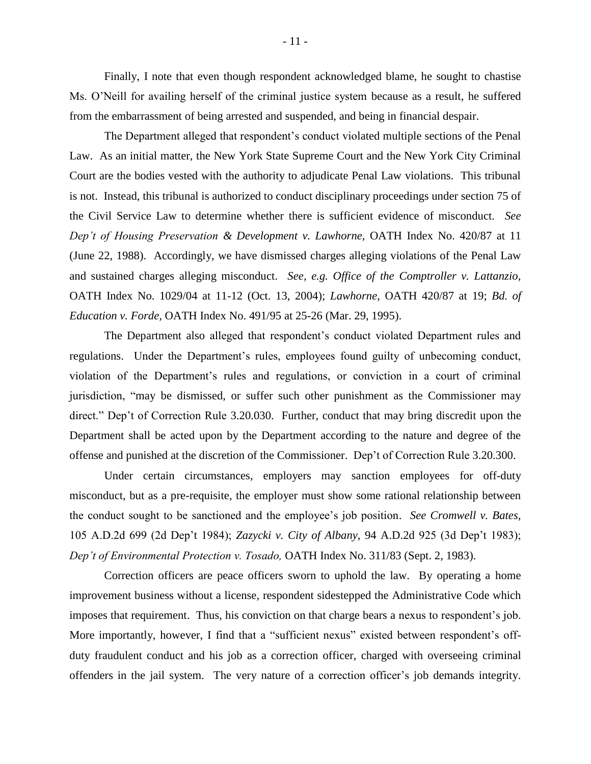Finally, I note that even though respondent acknowledged blame, he sought to chastise Ms. O'Neill for availing herself of the criminal justice system because as a result, he suffered from the embarrassment of being arrested and suspended, and being in financial despair.

The Department alleged that respondent's conduct violated multiple sections of the Penal Law. As an initial matter, the New York State Supreme Court and the New York City Criminal Court are the bodies vested with the authority to adjudicate Penal Law violations. This tribunal is not. Instead, this tribunal is authorized to conduct disciplinary proceedings under section 75 of the Civil Service Law to determine whether there is sufficient evidence of misconduct. *See Dep't of Housing Preservation & Development v. Lawhorne,* OATH Index No. 420/87 at 11 (June 22, 1988). Accordingly, we have dismissed charges alleging violations of the Penal Law and sustained charges alleging misconduct. *See, e.g. Office of the Comptroller v. Lattanzio,* OATH Index No. 1029/04 at 11-12 (Oct. 13, 2004); *Lawhorne*, OATH 420/87 at 19; *Bd. of Education v. Forde*, OATH Index No. 491/95 at 25-26 (Mar. 29, 1995).

The Department also alleged that respondent's conduct violated Department rules and regulations. Under the Department's rules, employees found guilty of unbecoming conduct, violation of the Department's rules and regulations, or conviction in a court of criminal jurisdiction, "may be dismissed, or suffer such other punishment as the Commissioner may direct." Dep't of Correction Rule 3.20.030. Further, conduct that may bring discredit upon the Department shall be acted upon by the Department according to the nature and degree of the offense and punished at the discretion of the Commissioner. Dep't of Correction Rule 3.20.300.

Under certain circumstances, employers may sanction employees for off-duty misconduct, but as a pre-requisite, the employer must show some rational relationship between the conduct sought to be sanctioned and the employee's job position. *See Cromwell v. Bates,* 105 A.D.2d 699 (2d Dep't 1984); *Zazycki v. City of Albany,* 94 A.D.2d 925 (3d Dep't 1983); *Dep't of Environmental Protection v. Tosado,* OATH Index No. 311/83 (Sept. 2, 1983).

Correction officers are peace officers sworn to uphold the law. By operating a home improvement business without a license, respondent sidestepped the Administrative Code which imposes that requirement. Thus, his conviction on that charge bears a nexus to respondent's job. More importantly, however, I find that a "sufficient nexus" existed between respondent's off-duty fraudulent conduct and his job as a correction officer, charged with overseeing criminal offenders in the jail system. The very nature of a correction officer's job demands integrity.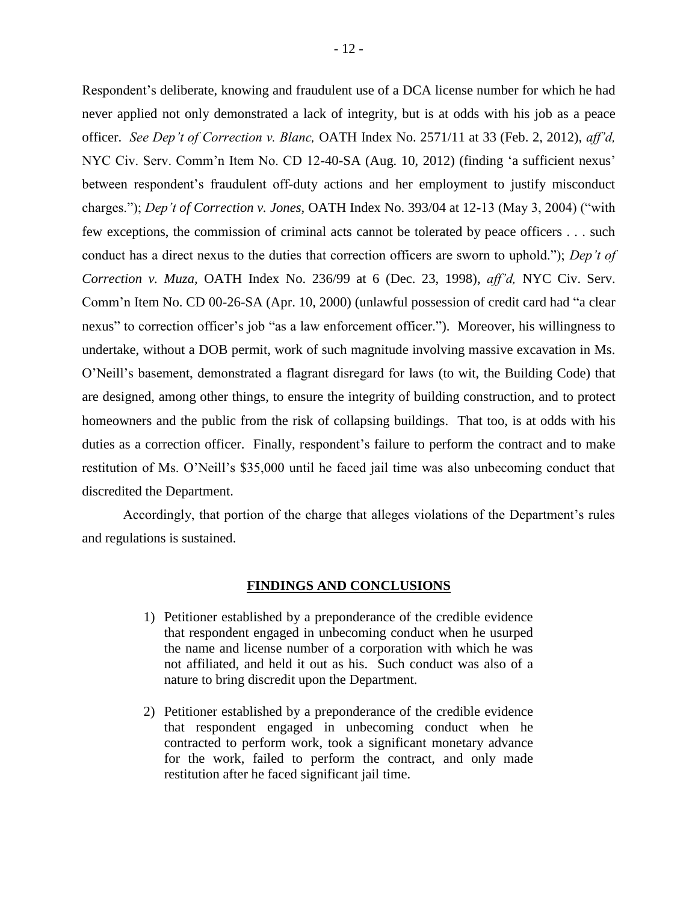Respondent's deliberate, knowing and fraudulent use of a DCA license number for which he had never applied not only demonstrated a lack of integrity, but is at odds with his job as a peace officer. *See Dep't of Correction v. Blanc,* OATH Index No. 2571/11 at 33 (Feb. 2, 2012), *aff'd,* NYC Civ. Serv. Comm'n Item No. CD 12-40-SA (Aug. 10, 2012) (finding 'a sufficient nexus' between respondent's fraudulent off-duty actions and her employment to justify misconduct charges."); *Dep't of Correction v. Jones,* OATH Index No. 393/04 at 12-13 (May 3, 2004) ("with few exceptions, the commission of criminal acts cannot be tolerated by peace officers . . . such conduct has a direct nexus to the duties that correction officers are sworn to uphold."); *Dep't of Correction v. Muza,* OATH Index No. 236/99 at 6 (Dec. 23, 1998), *aff'd,* NYC Civ. Serv. Comm'n Item No. CD 00-26-SA (Apr. 10, 2000) (unlawful possession of credit card had "a clear nexus" to correction officer's job "as a law enforcement officer."). Moreover, his willingness to undertake, without a DOB permit, work of such magnitude involving massive excavation in Ms. O'Neill's basement, demonstrated a flagrant disregard for laws (to wit, the Building Code) that are designed, among other things, to ensure the integrity of building construction, and to protect homeowners and the public from the risk of collapsing buildings. That too, is at odds with his duties as a correction officer. Finally, respondent's failure to perform the contract and to make restitution of Ms. O'Neill's $35,000 until he faced jail time was also unbecoming conduct that discredited the Department.

Accordingly, that portion of the charge that alleges violations of the Department's rules and regulations is sustained.

## FINDINGS AND CONCLUSIONS

1) Petitioner established by a preponderance of the credible evidence that respondent engaged in unbecoming conduct when he usurped the name and license number of a corporation with which he was not affiliated, and held it out as his. Such conduct was also of a nature to bring discredit upon the Department.

2) Petitioner established by a preponderance of the credible evidence that respondent engaged in unbecoming conduct when he contracted to perform work, took a significant monetary advance for the work, failed to perform the contract, and only made restitution after he faced significant jail time.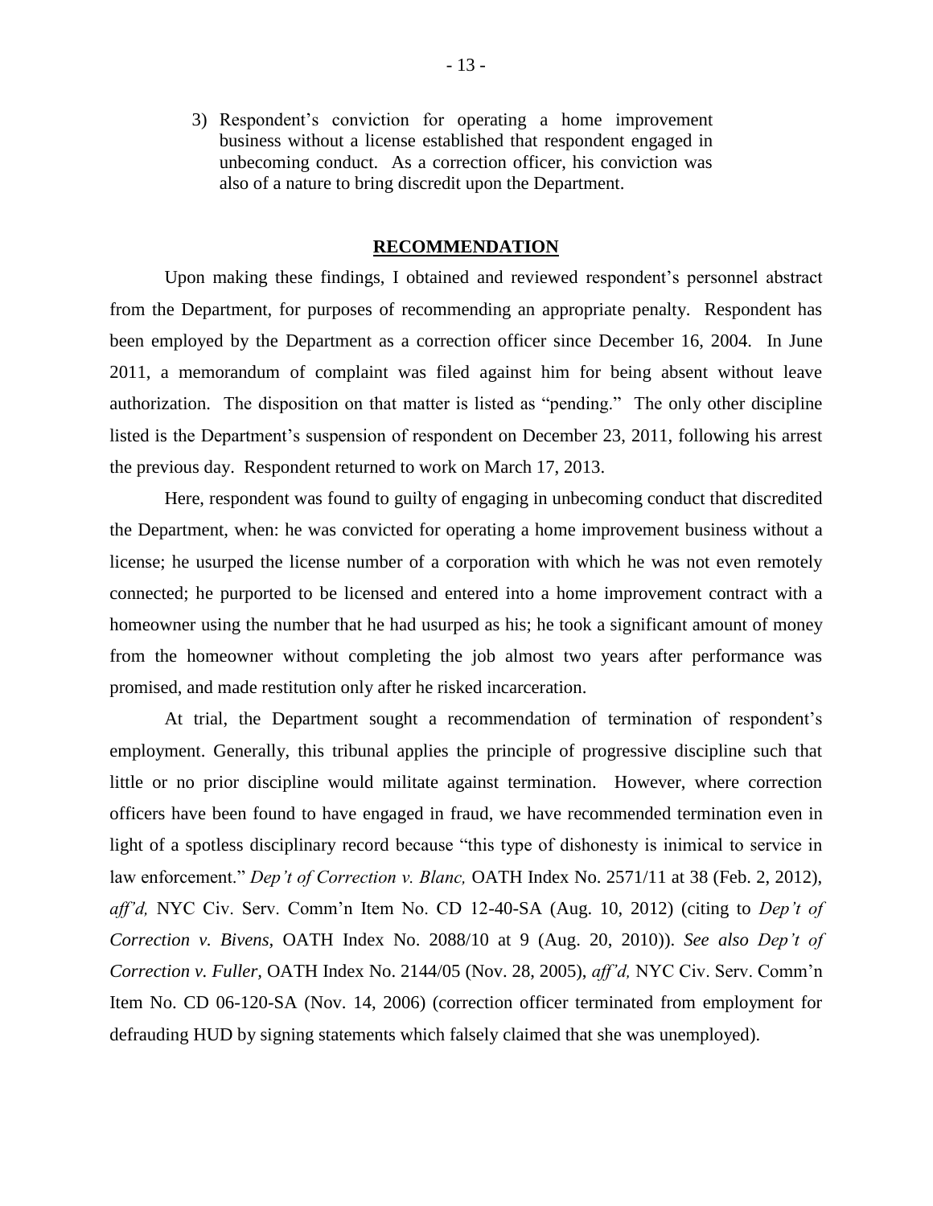3) Respondent's conviction for operating a home improvement business without a license established that respondent engaged in unbecoming conduct. As a correction officer, his conviction was also of a nature to bring discredit upon the Department.

## RECOMMENDATION

Upon making these findings, I obtained and reviewed respondent's personnel abstract from the Department, for purposes of recommending an appropriate penalty. Respondent has been employed by the Department as a correction officer since December 16, 2004. In June 2011, a memorandum of complaint was filed against him for being absent without leave authorization. The disposition on that matter is listed as "pending." The only other discipline listed is the Department's suspension of respondent on December 23, 2011, following his arrest the previous day. Respondent returned to work on March 17, 2013.

Here, respondent was found to guilty of engaging in unbecoming conduct that discredited the Department, when: he was convicted for operating a home improvement business without a license; he usurped the license number of a corporation with which he was not even remotely connected; he purported to be licensed and entered into a home improvement contract with a homeowner using the number that he had usurped as his; he took a significant amount of money from the homeowner without completing the job almost two years after performance was promised, and made restitution only after he risked incarceration.

At trial, the Department sought a recommendation of termination of respondent's employment. Generally, this tribunal applies the principle of progressive discipline such that little or no prior discipline would militate against termination. However, where correction officers have been found to have engaged in fraud, we have recommended termination even in light of a spotless disciplinary record because "this type of dishonesty is inimical to service in law enforcement." *Dep't of Correction v. Blanc,* OATH Index No. 2571/11 at 38 (Feb. 2, 2012), *aff'd,* NYC Civ. Serv. Comm'n Item No. CD 12-40-SA (Aug. 10, 2012) (citing to *Dep't of Correction v. Bivens,* OATH Index No. 2088/10 at 9 (Aug. 20, 2010)). *See also Dep't of Correction v. Fuller,* OATH Index No. 2144/05 (Nov. 28, 2005), *aff'd,* NYC Civ. Serv. Comm'n Item No. CD 06-120-SA (Nov. 14, 2006) (correction officer terminated from employment for defrauding HUD by signing statements which falsely claimed that she was unemployed).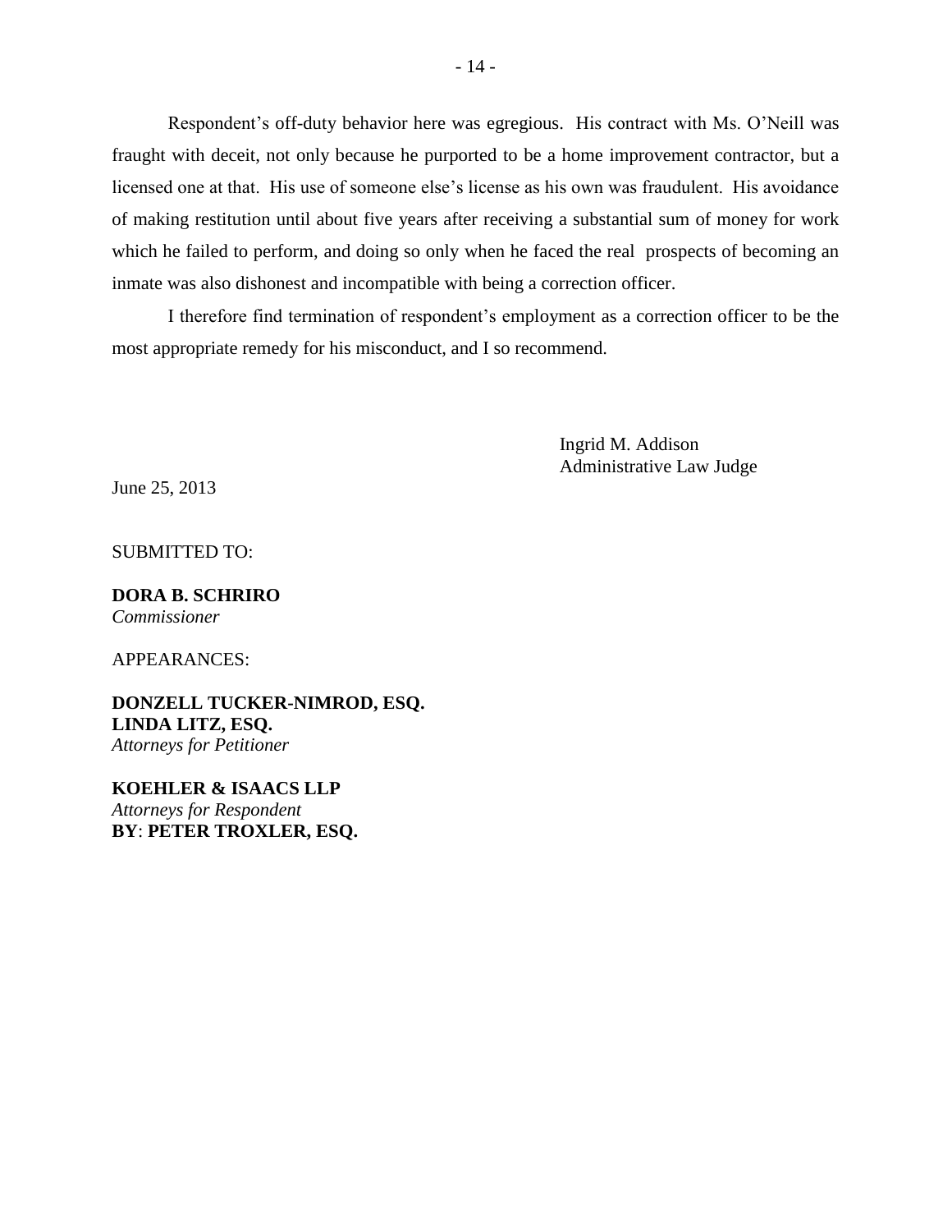Respondent's off-duty behavior here was egregious. His contract with Ms. O'Neill was fraught with deceit, not only because he purported to be a home improvement contractor, but a licensed one at that. His use of someone else's license as his own was fraudulent. His avoidance of making restitution until about five years after receiving a substantial sum of money for work which he failed to perform, and doing so only when he faced the real prospects of becoming an inmate was also dishonest and incompatible with being a correction officer.

I therefore find termination of respondent's employment as a correction officer to be the most appropriate remedy for his misconduct, and I so recommend.

Ingrid M. Addison
Administrative Law Judge

June 25, 2013

SUBMITTED TO:

**DORA B. SCHRIRO**
*Commissioner*

APPEARANCES:

**DONZELL TUCKER-NIMROD, ESQ.**
**LINDA LITZ, ESQ.**
*Attorneys for Petitioner*

**KOEHLER & ISAACS LLP**
*Attorneys for Respondent*
**BY**: **PETER TROXLER, ESQ.**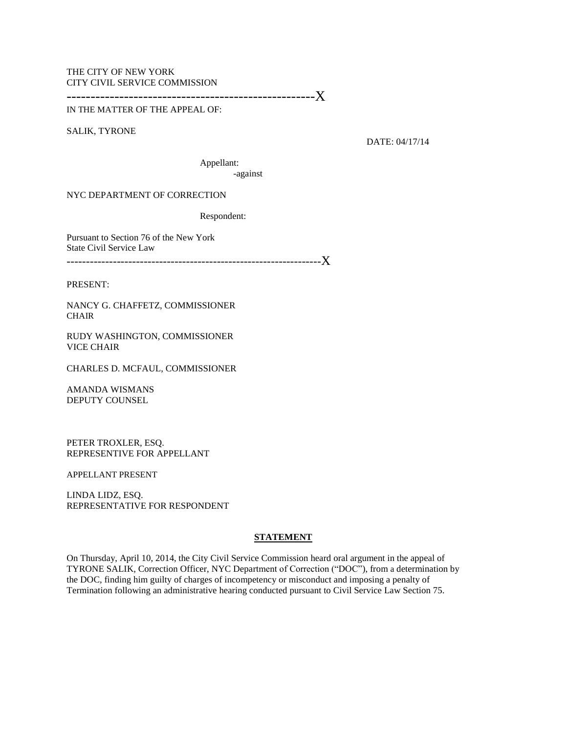THE CITY OF NEW YORK
CITY CIVIL SERVICE COMMISSION

----------------------------------------------------X

IN THE MATTER OF THE APPEAL OF:

SALIK, TYRONE

DATE: 04/17/14

Appellant:
-against

NYC DEPARTMENT OF CORRECTION

Respondent:

Pursuant to Section 76 of the New York State Civil Service Law

-----------------------------------------------------------------X

PRESENT:

NANCY G. CHAFFETZ, COMMISSIONER
CHAIR

RUDY WASHINGTON, COMMISSIONER
VICE CHAIR

CHARLES D. MCFAUL, COMMISSIONER

AMANDA WISMANS
DEPUTY COUNSEL

PETER TROXLER, ESQ.
REPRESENTIVE FOR APPELLANT

APPELLANT PRESENT

LINDA LIDZ, ESQ.
REPRESENTATIVE FOR RESPONDENT

## STATEMENT

On Thursday, April 10, 2014, the City Civil Service Commission heard oral argument in the appeal of TYRONE SALIK, Correction Officer, NYC Department of Correction ("DOC"), from a determination by the DOC, finding him guilty of charges of incompetency or misconduct and imposing a penalty of Termination following an administrative hearing conducted pursuant to Civil Service Law Section 75.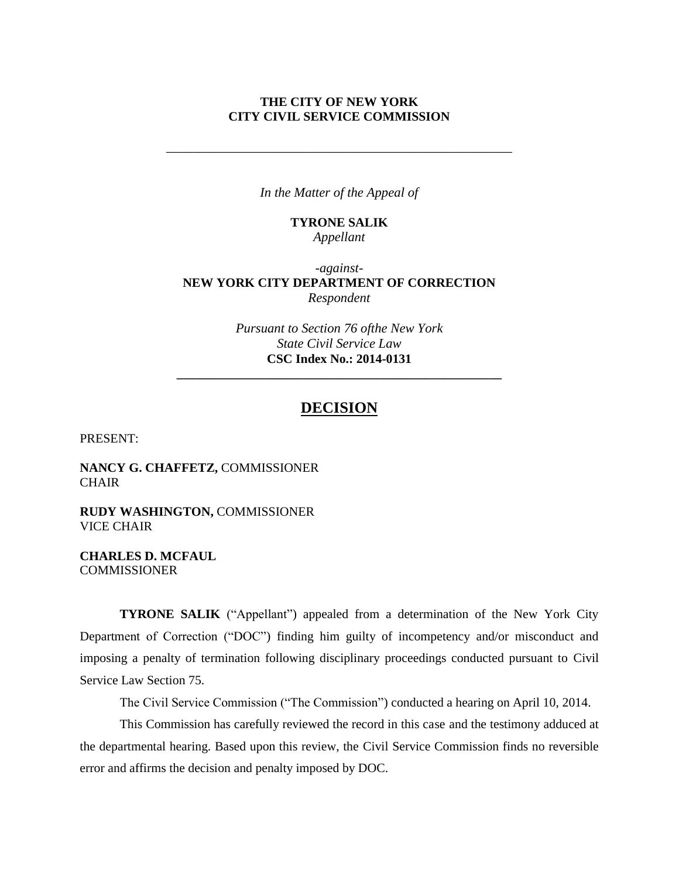**THE CITY OF NEW YORK**
**CITY CIVIL SERVICE COMMISSION**

---

*In the Matter of the Appeal of*

**TYRONE SALIK**
*Appellant*

*-against-*
**NEW YORK CITY DEPARTMENT OF CORRECTION**
*Respondent*

*Pursuant to Section 76 ofthe New York State Civil Service Law*
**CSC Index No.: 2014-0131**

---

# DECISION

PRESENT:

**NANCY G. CHAFFETZ,** COMMISSIONER
CHAIR

**RUDY WASHINGTON,** COMMISSIONER
VICE CHAIR

**CHARLES D. MCFAUL**
COMMISSIONER

**TYRONE SALIK** ("Appellant") appealed from a determination of the New York City Department of Correction ("DOC") finding him guilty of incompetency and/or misconduct and imposing a penalty of termination following disciplinary proceedings conducted pursuant to Civil Service Law Section 75.

The Civil Service Commission ("The Commission") conducted a hearing on April 10, 2014.

This Commission has carefully reviewed the record in this case and the testimony adduced at the departmental hearing. Based upon this review, the Civil Service Commission finds no reversible error and affirms the decision and penalty imposed by DOC.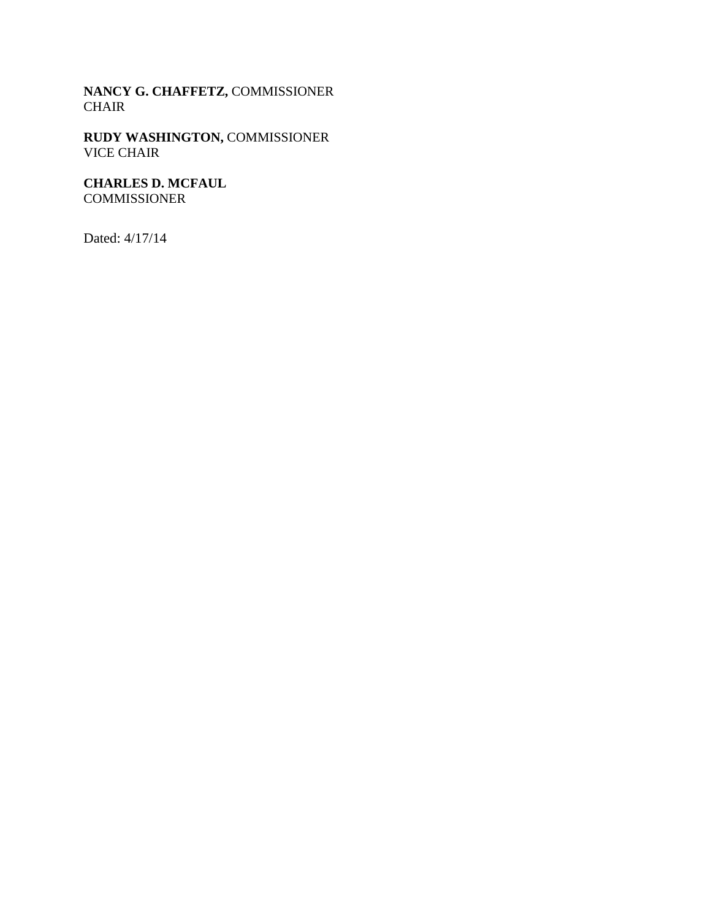**NANCY G. CHAFFETZ,** COMMISSIONER
CHAIR

**RUDY WASHINGTON,** COMMISSIONER
VICE CHAIR

**CHARLES D. MCFAUL**
COMMISSIONER

Dated: 4/17/14